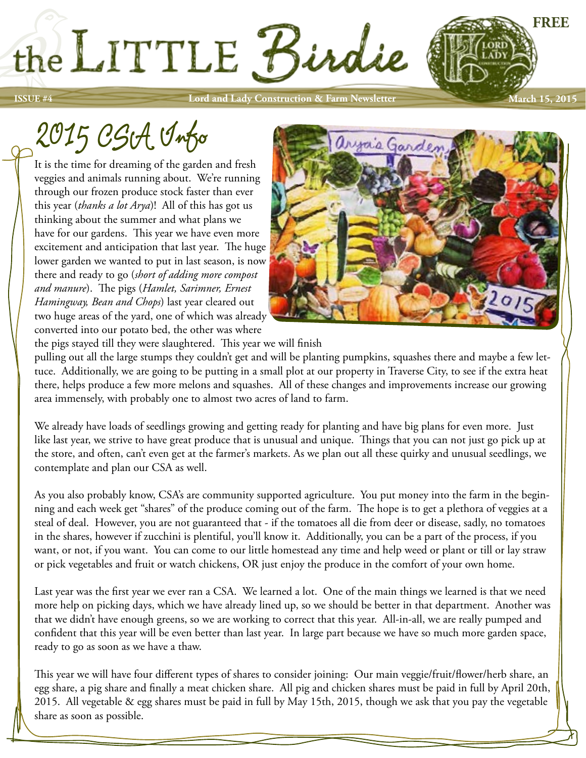# the LITTLE Birdie

FREE

ISSUE #4 — Lord and Lady Construction & Farm Newsletter — March 15, 2015

## 2015 CSA Info

It is the time for dreaming of the garden and fresh veggies and animals running about. We're running through our frozen produce stock faster than ever this year (*thanks a lot Arya*)! All of this has got us thinking about the summer and what plans we have for our gardens. This year we have even more excitement and anticipation that last year. The huge lower garden we wanted to put in last season, is now there and ready to go (*short of adding more compost and manure*). The pigs (*Hamlet, Sarimner, Ernest Hamingway, Bean and Chops*) last year cleared out two huge areas of the yard, one of which was already converted into our potato bed, the other was where the pigs stayed till they were slaughtered. This year we will finish pulling out all the large stumps they couldn't get and will be planting pumpkins, squashes there and maybe a few lettuce. Additionally, we are going to be putting in a small plot at our property in Traverse City, to see if the extra heat there, helps produce a few more melons and squashes. All of these changes and improvements increase our growing area immensely, with probably one to almost two acres of land to farm.

We already have loads of seedlings growing and getting ready for planting and have big plans for even more. Just like last year, we strive to have great produce that is unusual and unique. Things that you can not just go pick up at the store, and often, can't even get at the farmer's markets. As we plan out all these quirky and unusual seedlings, we contemplate and plan our CSA as well.

As you also probably know, CSA's are community supported agriculture. You put money into the farm in the beginning and each week get "shares" of the produce coming out of the farm. The hope is to get a plethora of veggies at a steal of deal. However, you are not guaranteed that - if the tomatoes all die from deer or disease, sadly, no tomatoes in the shares, however if zucchini is plentiful, you'll know it. Additionally, you can be a part of the process, if you want, or not, if you want. You can come to our little homestead any time and help weed or plant or till or lay straw or pick vegetables and fruit or watch chickens, OR just enjoy the produce in the comfort of your own home.

Last year was the first year we ever ran a CSA. We learned a lot. One of the main things we learned is that we need more help on picking days, which we have already lined up, so we should be better in that department. Another was that we didn't have enough greens, so we are working to correct that this year. All-in-all, we are really pumped and confident that this year will be even better than last year. In large part because we have so much more garden space, ready to go as soon as we have a thaw.

This year we will have four different types of shares to consider joining: Our main veggie/fruit/flower/herb share, an egg share, a pig share and finally a meat chicken share. All pig and chicken shares must be paid in full by April 20th, 2015. All vegetable & egg shares must be paid in full by May 15th, 2015, though we ask that you pay the vegetable share as soon as possible.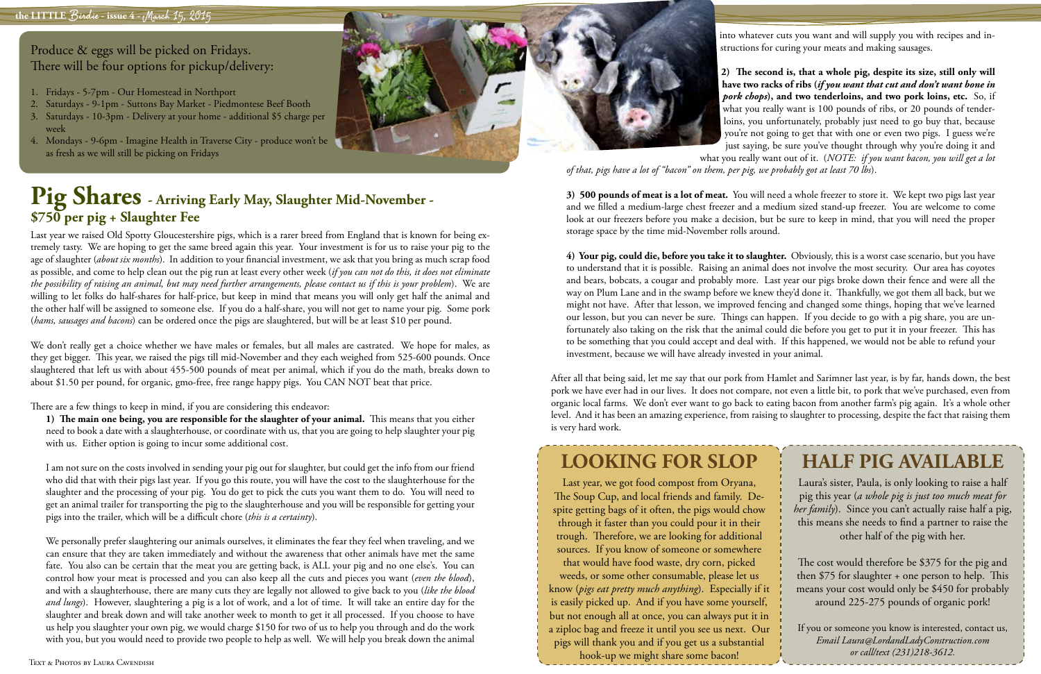Produce & eggs will be picked on Fridays.
There will be four options for pickup/delivery:

1. Fridays - 5-7pm - Our Homestead in Northport
2. Saturdays - 9-1pm - Suttons Bay Market - Piedmontese Beef Booth
3. Saturdays - 10-3pm - Delivery at your home - additional $5 charge per week
4. Mondays - 9-6pm - Imagine Health in Traverse City - produce won't be as fresh as we will still be picking on Fridays

# Pig Shares - Arriving Early May, Slaughter Mid-November - $750 per pig + Slaughter Fee

Last year we raised Old Spotty Gloucestershire pigs, which is a rarer breed from England that is known for being extremely tasty. We are hoping to get the same breed again this year. Your investment is for us to raise your pig to the age of slaughter (*about six months*). In addition to your financial investment, we ask that you bring as much scrap food as possible, and come to help clean out the pig run at least every other week (*if you can not do this, it does not eliminate the possibility of raising an animal, but may need further arrangements, please contact us if this is your problem*). We are willing to let folks do half-shares for half-price, but keep in mind that means you will only get half the animal and the other half will be assigned to someone else. If you do a half-share, you will not get to name your pig. Some pork (*hams, sausages and bacons*) can be ordered once the pigs are slaughtered, but will be at least $10 per pound.

We don't really get a choice whether we have males or females, but all males are castrated. We hope for males, as they get bigger. This year, we raised the pigs till mid-November and they each weighed from 525-600 pounds. Once slaughtered that left us with about 455-500 pounds of meat per animal, which if you do the math, breaks down to about $1.50 per pound, for organic, gmo-free, free range happy pigs. You CAN NOT beat that price.

There are a few things to keep in mind, if you are considering this endeavor:

**1) The main one being, you are responsible for the slaughter of your animal.** This means that you either need to book a date with a slaughterhouse, or coordinate with us, that you are going to help slaughter your pig with us. Either option is going to incur some additional cost.

I am not sure on the costs involved in sending your pig out for slaughter, but could get the info from our friend who did that with their pigs last year. If you go this route, you will have the cost to the slaughterhouse for the slaughter and the processing of your pig. You do get to pick the cuts you want them to do. You will need to get an animal trailer for transporting the pig to the slaughterhouse and you will be responsible for getting your pigs into the trailer, which will be a difficult chore (*this is a certainty*).

We personally prefer slaughtering our animals ourselves, it eliminates the fear they feel when traveling, and we can ensure that they are taken immediately and without the awareness that other animals have met the same fate. You also can be certain that the meat you are getting back, is ALL your pig and no one else's. You can control how your meat is processed and you can also keep all the cuts and pieces you want (*even the blood*), and with a slaughterhouse, there are many cuts they are legally not allowed to give back to you (*like the blood and lungs*). However, slaughtering a pig is a lot of work, and a lot of time. It will take an entire day for the slaughter and break down and will take another week to month to get it all processed. If you choose to have us help you slaughter your own pig, we would charge $150 for two of us to help you through and do the work with you, but you would need to provide two people to help as well. We will help you break down the animal into whatever cuts you want and will supply you with recipes and instructions for curing your meats and making sausages.

**2) The second is, that a whole pig, despite its size, still only will have two racks of ribs (*if you want that cut and don't want bone in pork chops*), and two tenderloins, and two pork loins, etc.** So, if what you really want is 100 pounds of ribs, or 20 pounds of tenderloins, you unfortunately, probably just need to go buy that, because you're not going to get that with one or even two pigs. I guess we're just saying, be sure you've thought through why you're doing it and what you really want out of it. (*NOTE: if you want bacon, you will get a lot of that, pigs have a lot of "bacon" on them, per pig, we probably got at least 70 lbs*).

**3) 500 pounds of meat is a lot of meat.** You will need a whole freezer to store it. We kept two pigs last year and we filled a medium-large chest freezer and a medium sized stand-up freezer. You are welcome to come look at our freezers before you make a decision, but be sure to keep in mind, that you will need the proper storage space by the time mid-November rolls around.

**4) Your pig, could die, before you take it to slaughter.** Obviously, this is a worst case scenario, but you have to understand that it is possible. Raising an animal does not involve the most security. Our area has coyotes and bears, bobcats, a cougar and probably more. Last year our pigs broke down their fence and were all the way on Plum Lane and in the swamp before we knew they'd done it. Thankfully, we got them all back, but we might not have. After that lesson, we improved fencing and changed some things, hoping that we've learned our lesson, but you can never be sure. Things can happen. If you decide to go with a pig share, you are unfortunately also taking on the risk that the animal could die before you get to put it in your freezer. This has to be something that you could accept and deal with. If this happened, we would not be able to refund your investment, because we will have already invested in your animal.

After all that being said, let me say that our pork from Hamlet and Sarimner last year, is by far, hands down, the best pork we have ever had in our lives. It does not compare, not even a little bit, to pork that we've purchased, even from organic local farms. We don't ever want to go back to eating bacon from another farm's pig again. It's a whole other level. And it has been an amazing experience, from raising to slaughter to processing, despite the fact that raising them is very hard work.

## LOOKING FOR SLOP

Last year, we got food compost from Oryana, The Soup Cup, and local friends and family. Despite getting bags of it often, the pigs would chow through it faster than you could pour it in their trough. Therefore, we are looking for additional sources. If you know of someone or somewhere that would have food waste, dry corn, picked weeds, or some other consumable, please let us know (*pigs eat pretty much anything*). Especially if it is easily picked up. And if you have some yourself, but not enough all at once, you can always put it in a ziploc bag and freeze it until you see us next. Our pigs will thank you and if you get us a substantial hook-up we might share some bacon!

## HALF PIG AVAILABLE

Laura's sister, Paula, is only looking to raise a half pig this year (*a whole pig is just too much meat for her family*). Since you can't actually raise half a pig, this means she needs to find a partner to raise the other half of the pig with her.

The cost would therefore be $375 for the pig and then $75 for slaughter + one person to help. This means your cost would only be $450 for probably around 225-275 pounds of organic pork!

If you or someone you know is interested, contact us,
*Email Laura@LordandLadyConstruction.com*
*or call/text (231)218-3612.*

Text & Photos by Laura Cavendish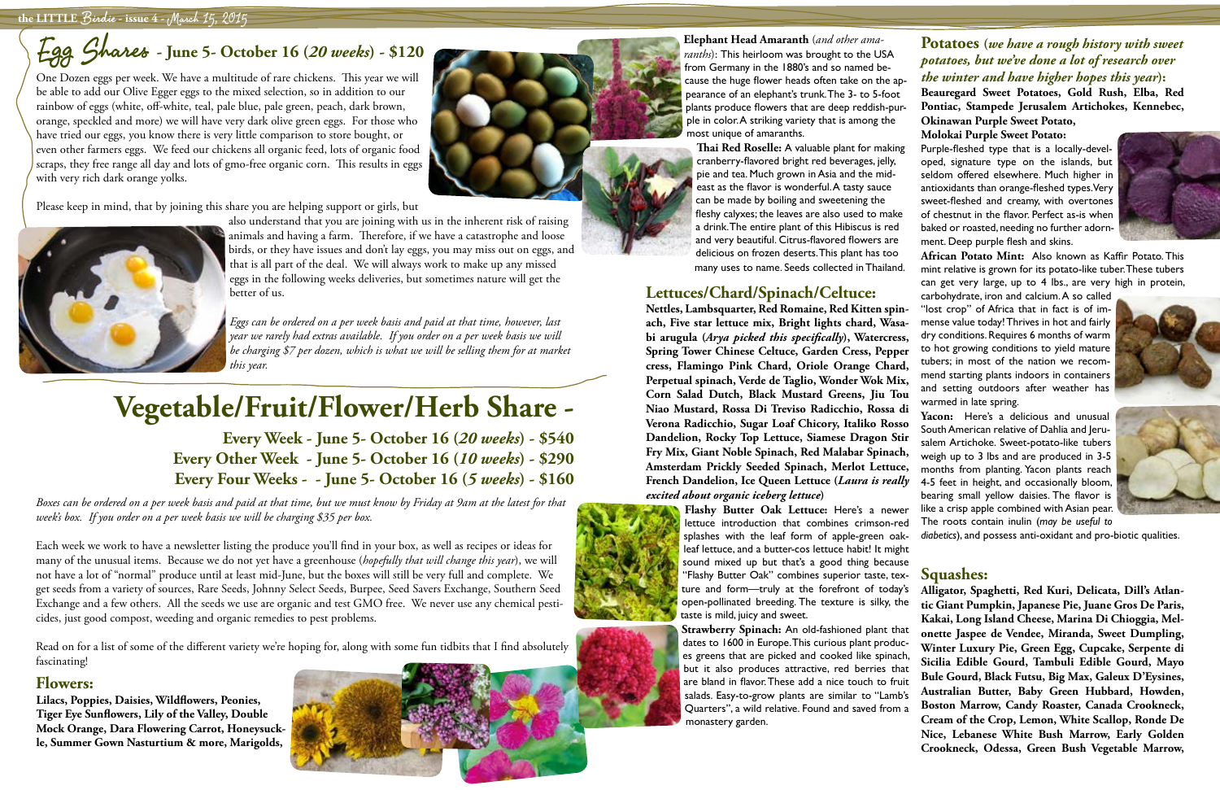# Egg Shares - June 5- October 16 (*20 weeks*) - $120

One Dozen eggs per week. We have a multitude of rare chickens. This year we will be able to add our Olive Egger eggs to the mixed selection, so in addition to our rainbow of eggs (white, off-white, teal, pale blue, pale green, peach, dark brown, orange, speckled and more) we will have very dark olive green eggs. For those who have tried our eggs, you know there is very little comparison to store bought, or even other farmers eggs. We feed our chickens all organic feed, lots of organic food scraps, they free range all day and lots of gmo-free organic corn. This results in eggs with very rich dark orange yolks.

Please keep in mind, that by joining this share you are helping support or girls, but also understand that you are joining with us in the inherent risk of raising animals and having a farm. Therefore, if we have a catastrophe and loose birds, or they have issues and don't lay eggs, you may miss out on eggs, and that is all part of the deal. We will always work to make up any missed eggs in the following weeks deliveries, but sometimes nature will get the better of us.

*Eggs can be ordered on a per week basis and paid at that time, however, last year we rarely had extras available. If you order on a per week basis we will be charging $7 per dozen, which is what we will be selling them for at market this year.*

# Vegetable/Fruit/Flower/Herb Share -

**Every Week - June 5- October 16 (*20 weeks*) - $540**
**Every Other Week - June 5- October 16 (*10 weeks*) - $290**
**Every Four Weeks - - June 5- October 16 (*5 weeks*) - $160**

*Boxes can be ordered on a per week basis and paid at that time, but we must know by Friday at 9am at the latest for that week's box. If you order on a per week basis we will be charging $35 per box.*

Each week we work to have a newsletter listing the produce you'll find in your box, as well as recipes or ideas for many of the unusual items. Because we do not yet have a greenhouse (*hopefully that will change this year*), we will not have a lot of "normal" produce until at least mid-June, but the boxes will still be very full and complete. We get seeds from a variety of sources, Rare Seeds, Johnny Select Seeds, Burpee, Seed Savers Exchange, Southern Seed Exchange and a few others. All the seeds we use are organic and test GMO free. We never use any chemical pesticides, just good compost, weeding and organic remedies to pest problems.

Read on for a list of some of the different variety we're hoping for, along with some fun tidbits that I find absolutely fascinating!

## Flowers:

**Lilacs, Poppies, Daisies, Wildflowers, Peonies, Tiger Eye Sunflowers, Lily of the Valley, Double Mock Orange, Dara Flowering Carrot, Honeysuckle, Summer Gown Nasturtium & more, Marigolds,**

**Elephant Head Amaranth** (*and other amaranths*): This heirloom was brought to the USA from Germany in the 1880's and so named because the huge flower heads often take on the appearance of an elephant's trunk. The 3- to 5-foot plants produce flowers that are deep reddish-purple in color. A striking variety that is among the most unique of amaranths.

**Thai Red Roselle:** A valuable plant for making cranberry-flavored bright red beverages, jelly, pie and tea. Much grown in Asia and the mideast as the flavor is wonderful. A tasty sauce can be made by boiling and sweetening the fleshy calyxes; the leaves are also used to make a drink. The entire plant of this Hibiscus is red and very beautiful. Citrus-flavored flowers are delicious on frozen deserts. This plant has too many uses to name. Seeds collected in Thailand.

## Lettuces/Chard/Spinach/Celtuce:

**Nettles, Lambsquarter, Red Romaine, Red Kitten spinach, Five star lettuce mix, Bright lights chard, Wasabi arugula (*Arya picked this specifically*), Watercress, Spring Tower Chinese Celtuce, Garden Cress, Pepper cress, Flamingo Pink Chard, Oriole Orange Chard, Perpetual spinach, Verde de Taglio, Wonder Wok Mix, Corn Salad Dutch, Black Mustard Greens, Jiu Tou Niao Mustard, Rossa Di Treviso Radicchio, Rossa di Verona Radicchio, Sugar Loaf Chicory, Italiko Rosso Dandelion, Rocky Top Lettuce, Siamese Dragon Stir Fry Mix, Giant Noble Spinach, Red Malabar Spinach, Amsterdam Prickly Seeded Spinach, Merlot Lettuce, French Dandelion, Ice Queen Lettuce (*Laura is really excited about organic iceberg lettuce*)**

**Flashy Butter Oak Lettuce:** Here's a newer lettuce introduction that combines crimson-red splashes with the leaf form of apple-green oakleaf lettuce, and a butter-cos lettuce habit! It might sound mixed up but that's a good thing because "Flashy Butter Oak" combines superior taste, texture and form—truly at the forefront of today's open-pollinated breeding. The texture is silky, the taste is mild, juicy and sweet.

**Strawberry Spinach:** An old-fashioned plant that dates to 1600 in Europe. This curious plant produces greens that are picked and cooked like spinach, but it also produces attractive, red berries that are bland in flavor. These add a nice touch to fruit salads. Easy-to-grow plants are similar to "Lamb's Quarters", a wild relative. Found and saved from a monastery garden.

## Potatoes (*we have a rough history with sweet potatoes, but we've done a lot of research over the winter and have higher hopes this year*):

**Beauregard Sweet Potatoes, Gold Rush, Elba, Red Pontiac, Stampede Jerusalem Artichokes, Kennebec, Okinawan Purple Sweet Potato,**

**Molokai Purple Sweet Potato:** Purple-fleshed type that is a locally-developed, signature type on the islands, but seldom offered elsewhere. Much higher in antioxidants than orange-fleshed types. Very sweet-fleshed and creamy, with overtones of chestnut in the flavor. Perfect as-is when baked or roasted, needing no further adornment. Deep purple flesh and skins.

**African Potato Mint:** Also known as Kaffir Potato. This mint relative is grown for its potato-like tuber. These tubers can get very large, up to 4 lbs., are very high in protein, carbohydrate, iron and calcium. A so called "lost crop" of Africa that in fact is of immense value today! Thrives in hot and fairly dry conditions. Requires 6 months of warm to hot growing conditions to yield mature tubers; in most of the nation we recommend starting plants indoors in containers and setting outdoors after weather has warmed in late spring.

**Yacon:** Here's a delicious and unusual South American relative of Dahlia and Jerusalem Artichoke. Sweet-potato-like tubers weigh up to 3 lbs and are produced in 3-5 months from planting. Yacon plants reach 4-5 feet in height, and occasionally bloom, bearing small yellow daisies. The flavor is like a crisp apple combined with Asian pear. The roots contain inulin (*may be useful to diabetics*), and possess anti-oxidant and pro-biotic qualities.

## Squashes:

**Alligator, Spaghetti, Red Kuri, Delicata, Dill's Atlantic Giant Pumpkin, Japanese Pie, Juane Gros De Paris, Kakai, Long Island Cheese, Marina Di Chioggia, Melonette Jaspee de Vendee, Miranda, Sweet Dumpling, Winter Luxury Pie, Green Egg, Cupcake, Serpente di Sicilia Edible Gourd, Tambuli Edible Gourd, Mayo Bule Gourd, Black Futsu, Big Max, Galeux D'Eysines, Australian Butter, Baby Green Hubbard, Howden, Boston Marrow, Candy Roaster, Canada Crookneck, Cream of the Crop, Lemon, White Scallop, Ronde De Nice, Lebanese White Bush Marrow, Early Golden Crookneck, Odessa, Green Bush Vegetable Marrow,**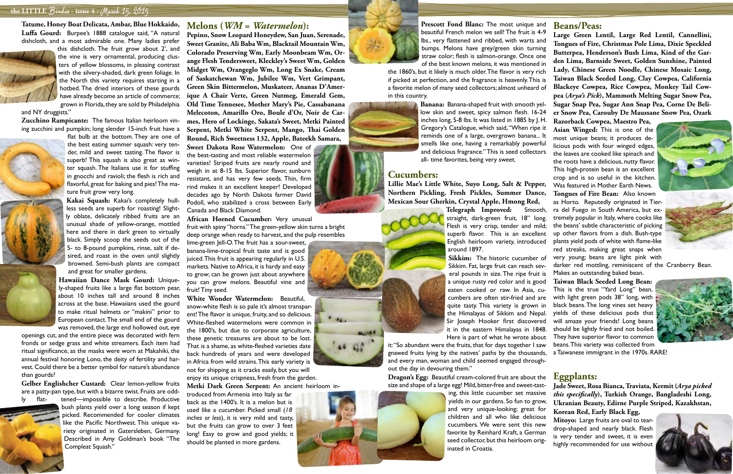**Tatume, Honey Boat Delicata, Ambar, Blue Hokkaido,**

**Luffa Gourd:** Burpee's 1888 catalogue said, "A natural dishcloth, and a most admirable one. Many ladies prefer this dishcloth. The fruit grow about 2', and the vine is very ornamental, producing clusters of yellow blossoms, in pleasing contrast with the silvery-shaded, dark green foliage. In the North this variety requires starting in a hotbed. The dried interiors of these gourds have already become an article of commerce; grown in Florida, they are sold by Philadelphia and NY druggists."

**Zucchino Rampicante:** The famous Italian heirloom vining zucchini and pumpkin; long slender 15-inch fruit have a flat bulb at the bottom. They are one of the best eating summer squash: very tender, mild and sweet tasting. The flavor is superb! This squash is also great as winter squash. The Italians use it for stuffing in gnocchi and ravioli; the flesh is rich and flavorful, great for baking and pies! The mature fruit grow very long.

**Kakai Squash:** Kakai's completely hull-less seeds are superb for roasting! Slightly oblate, delicately ribbed fruits are an unusual shade of yellow-orange, mottled here and there in dark green to virtually black. Simply scoop the seeds out of the 5- to 8-pound pumpkins, rinse, salt if desired, and roast in the oven until slightly browned. Semi-bush plants are compact and great for smaller gardens.

**Hawaiian Dance Mask Gourd:** Uniquely-shaped fruits like a large flat bottom pear, about 10 inches tall and around 8 inches across at the base. Hawaiians used the gourd to make ritual helmets or "makini" prior to European contact. The small end of the gourd was removed, the large end hollowed out, eye openings cut, and the entire piece was decorated with fern fronds or sedge grass and white streamers. Each item had ritual significance, as the masks were worn at Makahiki, the annual festival honoring Lono, the deity of fertility and harvest. Could there be a better symbol for nature's abundance than gourds?

**Gelber Englishcher Custard:** Clear lemon-yellow fruits are a patty-pan type, but with a bizarre twist. Fruits are oddly flat-tened—impossible to describe. Productive bush plants yield over a long season if kept picked. Recommended for cooler climates like the Pacific Northwest. This unique variety originated in Gatersleben, Germany. Described in Amy Goldman's book "The Compleat Squash."

## Melons (*WM = Watermelon*):

**Pepino, Snow Leopard Honeydew, San Juan, Serenade, Sweet Granite, Ali Baba Wm, Blacktail Mountain Wm, Colorado Preserving Wm, Early Moonbeam Wm, Orange Flesh Tendersweet, Kleckley's Sweet Wm, Golden Midget Wm, Orangeglo Wm, Long Ex Snake, Cream of Saskatchewan Wm, Jubilee Wm, Vert Grimpant, Green Skin Bittermelon, Muskateer, Ananas D'Amerique A Chair Verte, Green Nutmeg, Emerald Gem, Old Time Tennesee, Mother Mary's Pie, Cassabanana Melecoton, Amarillo Oro, Boule d'Or, Noir de Carmes, Hero of Lockinge, Sakata's Sweet, Metki Painted Serpent, Metki White Serpent, Mango, Thai Golden Round, Rich Sweetness 132, Apple, Bateekh Samara,**

**Sweet Dakota Rose Watermelon:** One of the best-tasting and most reliable watermelon varieties! Striped fruits are nearly round and weigh in at 8-15 lbs. Superior flavor, sunburn resistant, and has very few seeds. Thin, firm rind makes it an excellent keeper! Developed decades ago by North Dakota farmer David Podoll, who stabilized a cross between Early Canada and Black Diamond.

**African Horned Cucumber:** Very unusual fruit with spiny "horns." The green-yellow skin turns a bright deep orange when ready to harvest, and the pulp resembles lime-green Jell-O. The fruit has a sour-sweet, banana-lime-tropical fruit taste and is good juiced. This fruit is appearing regularly in U.S. markets. Native to Africa, it is hardy and easy to grow; can be grown just about anywhere you can grow melons. Beautiful vine and fruit! Tiny seed.

**White Wonder Watermelon:** Beautiful, snow-white flesh is so pale it's almost transparent! The flavor is unique, fruity, and so delicious. White-fleshed watermelons were common in the 1800's, but due to corporate agriculture, these genetic treasures are about to be lost. That is a shame, as white-fleshed varieties date back hundreds of years and were developed in Africa from wild strains. This early variety is not for shipping as it cracks easily, but you will enjoy its unique crispness, fresh from the garden.

**Metki Dark Green Serpent:** An ancient heirloom introduced from Armenia into Italy as far back as the 1400's. It is a melon but is used like a cucumber. Picked small (*18 inches or less*), it is very mild and tasty, but the fruits can grow to over 3 feet long! Easy to grow and good yields; it should be planted in more gardens.

**Prescott Fond Blanc:** The most unique and beautiful French melon we sell! The fruit is 4-9 lbs., very flattened and ribbed, with warts and bumps. Melons have grey/green skin turning straw color; flesh is salmon-orange. Once one of the best known melons, it was mentioned in the 1860's, but it likely is much older. The flavor is very rich if picked at perfection, and the fragrance is heavenly. This is a favorite melon of many seed collectors; almost unheard of in this country.

**Banana:** Banana-shaped fruit with smooth yellow skin and sweet, spicy salmon flesh. 16-24 inches long, 5-8 lbs. It was listed in 1885 by J. H. Gregory's Catalogue, which said, "When ripe it reminds one of a large, overgrown banana... It smells like one, having a remarkably powerful and delicious fragrance." This is seed collectors all- time favorites, being very sweet.

## Cucumbers:

**Lillie Mae's Little White, Suyo Long, Salt & Pepper, Northern Pickling, Fresh Pickles, Summer Dance, Mexican Sour Gherkin, Crystal Apple, Hmong Red,**

**Telegraph Improved:** Smooth, straight, dark-green fruit, 18" long. Flesh is very crisp, tender and mild; superb flavor. This is an excellent English heirloom variety, introduced around 1897.

**Sikkim:** The historic cucumber of Sikkim. Fat, large fruit can reach several pounds in size. The ripe fruit is a unique rusty red color and is good eaten cooked or raw. In Asia, cucumbers are often stir-fried and are quite tasty. This variety is grown in the Himalayas of Sikkim and Nepal. Sir Joseph Hooker first discovered it in the eastern Himalayas in 1848. Here is part of what he wrote about it: "So abundant were the fruits, that for days together I saw gnawed fruits lying by the natives' paths by the thousands, and every man, woman and child seemed engaged throughout the day in devouring them."

**Dragon's Egg:** Beautiful cream-colored fruit are about the size and shape of a large egg! Mild, bitter-free and sweet-tasting, this little cucumber set massive yields in our gardens. So fun to grow, and very unique-looking; great for children and all who like delicious cucumbers. We were sent this new favorite by Reinhard Kraft, a German seed collector, but this heirloom originated in Croatia.

## Beans/Peas:

**Large Green Lentil, Large Red Lentil, Cannellini, Tongues of Fire, Christmas Pole Lima, Dixie Speckled Butterpea, Henderson's Bush Lima, Kind of the Garden Lima, Barnside Sweet, Golden Sunshine, Painted Lady, Chinese Green Noodle, Chinese Mosaic Long, Taiwan Black Seeded Long, Clay Cowpea, California Blackeye Cowpea, Rice Cowpea, Monkey Tail Cowpea (*Arya's Pick*), Mammoth Melting Sugar Snow Pea, Sugar Snap Pea, Sugar Ann Snap Pea, Corne De Belier Snow Pea, Carouby De Maussane Snow Pea, Ozark Razorback Cowpea, Maestro Pea,**

**Asian Winged:** This is one of the most unique beans; it produces delicious pods with four winged edges, the leaves are cooked like spinach and the roots have a delicious, nutty flavor. This high-protein bean is an excellent crop and is so useful in the kitchen. Was featured in Mother Earth News.

**Tongues of Fire Bean:** Also known as Horto. Reputedly originated in Tierra del Fuego in South America, but extremely popular in Italy, where cooks like the beans' subtle characteristic of picking up other flavors from a dish. Bush-type plants yield pods of white with flame-like red streaks, making great snaps when very young; beans are light pink with darker red mottling, reminiscent of the Cranberry Bean. Makes an outstanding baked bean.

**Taiwan Black Seeded Long Bean:** This is the true "Yard Long" bean, with light green pods 38" long, with black beans. The long vines set heavy yields of these delicious pods that will amaze your friends! Long beans should be lightly fried and not boiled. They have superior flavor to common beans. This variety was collected from a Taiwanese immigrant in the 1970s. RARE!

## Eggplants:

**Jade Sweet, Rosa Bianca, Traviata, Kermit (*Arya picked this specifically*), Turkish Orange, Bangladeshi Long, Ukranian Beauty, Edirne Purple Striped, Kazakhstan, Korean Red, Early Black Egg,**

**Mitoyo:** Large fruits are oval to teardrop-shaped and nearly black. Flesh is very tender and sweet, it is even highly recommended for use without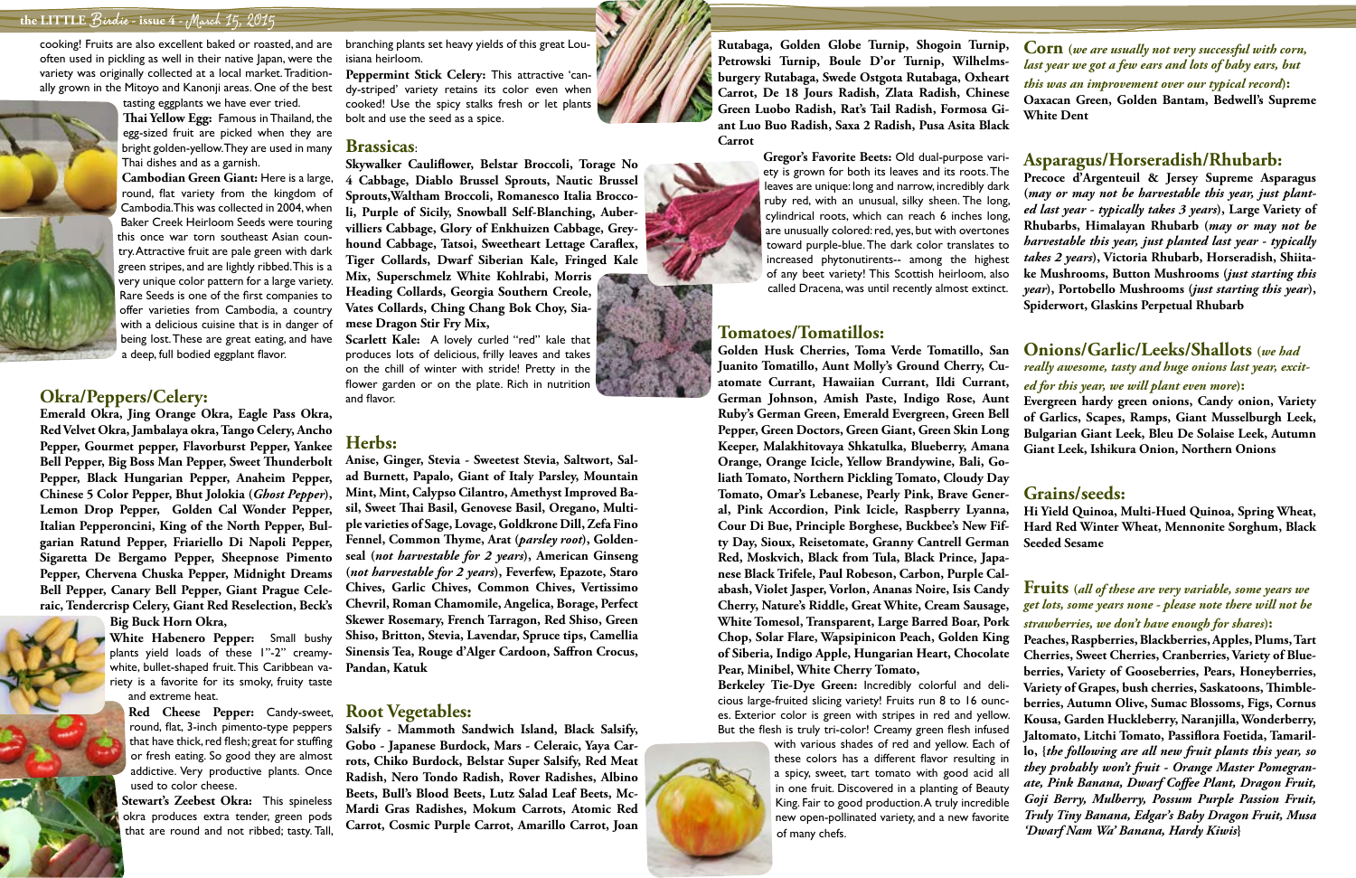cooking! Fruits are also excellent baked or roasted, and are often used in pickling as well in their native Japan, were the variety was originally collected at a local market. Traditionally grown in the Mitoyo and Kanonji areas. One of the best tasting eggplants we have ever tried.

**Thai Yellow Egg:** Famous in Thailand, the egg-sized fruit are picked when they are bright golden-yellow. They are used in many Thai dishes and as a garnish.

**Cambodian Green Giant:** Here is a large, round, flat variety from the kingdom of Cambodia. This was collected in 2004, when Baker Creek Heirloom Seeds were touring this once war torn southeast Asian country. Attractive fruit are pale green with dark green stripes, and are lightly ribbed. This is a very unique color pattern for a large variety. Rare Seeds is one of the first companies to offer varieties from Cambodia, a country with a delicious cuisine that is in danger of being lost. These are great eating, and have a deep, full bodied eggplant flavor.

## Okra/Peppers/Celery:

**Emerald Okra, Jing Orange Okra, Eagle Pass Okra, Red Velvet Okra, Jambalaya okra, Tango Celery, Ancho Pepper, Gourmet pepper, Flavorburst Pepper, Yankee Bell Pepper, Big Boss Man Pepper, Sweet Thunderbolt Pepper, Black Hungarian Pepper, Anaheim Pepper, Chinese 5 Color Pepper, Bhut Jolokia (*Ghost Pepper*), Lemon Drop Pepper, Golden Cal Wonder Pepper, Italian Pepperoncini, King of the North Pepper, Bulgarian Ratund Pepper, Friariello Di Napoli Pepper, Sigaretta De Bergamo Pepper, Sheepnose Pimento Pepper, Chervena Chuska Pepper, Midnight Dreams Bell Pepper, Canary Bell Pepper, Giant Prague Celeraic, Tendercrisp Celery, Giant Red Reselection, Beck's Big Buck Horn Okra,**

**White Habenero Pepper:** Small bushy plants yield loads of these 1"-2" creamy-white, bullet-shaped fruit. This Caribbean variety is a favorite for its smoky, fruity taste and extreme heat.

**Red Cheese Pepper:** Candy-sweet, round, flat, 3-inch pimento-type peppers that have thick, red flesh; great for stuffing or fresh eating. So good they are almost addictive. Very productive plants. Once used to color cheese.

**Stewart's Zeebest Okra:** This spineless okra produces extra tender, green pods that are round and not ribbed; tasty. Tall, branching plants set heavy yields of this great Louisiana heirloom.

**Peppermint Stick Celery:** This attractive 'candy-striped' variety retains its color even when cooked! Use the spicy stalks fresh or let plants bolt and use the seed as a spice.

## Brassicas:

**Skywalker Cauliflower, Belstar Broccoli, Torage No 4 Cabbage, Diablo Brussel Sprouts, Nautic Brussel Sprouts, Waltham Broccoli, Romanesco Italia Broccoli, Purple of Sicily, Snowball Self-Blanching, Aubervilliers Cabbage, Glory of Enkhuizen Cabbage, Greyhound Cabbage, Tatsoi, Sweetheart Lettage Caraflex, Tiger Collards, Dwarf Siberian Kale, Fringed Kale Mix, Superschmelz White Kohlrabi, Morris Heading Collards, Georgia Southern Creole, Vates Collards, Ching Chang Bok Choy, Siamese Dragon Stir Fry Mix,**

**Scarlett Kale:** A lovely curled "red" kale that produces lots of delicious, frilly leaves and takes on the chill of winter with stride! Pretty in the flower garden or on the plate. Rich in nutrition and flavor.

## Herbs:

**Anise, Ginger, Stevia - Sweetest Stevia, Saltwort, Salad Burnett, Papalo, Giant of Italy Parsley, Mountain Mint, Mint, Calypso Cilantro, Amethyst Improved Basil, Sweet Thai Basil, Genovese Basil, Oregano, Multiple varieties of Sage, Lovage, Goldkrone Dill, Zefa Fino Fennel, Common Thyme, Arat (*parsley root*), Goldenseal (*not harvestable for 2 years*), American Ginseng (*not harvestable for 2 years*), Feverfew, Epazote, Staro Chives, Garlic Chives, Common Chives, Vertissimo Chevril, Roman Chamomile, Angelica, Borage, Perfect Skewer Rosemary, French Tarragon, Red Shiso, Green Shiso, Britton, Stevia, Lavendar, Spruce tips, Camellia Sinensis Tea, Rouge d'Alger Cardoon, Saffron Crocus, Pandan, Katuk**

## Root Vegetables:

**Salsify - Mammoth Sandwich Island, Black Salsify, Gobo - Japanese Burdock, Mars - Celeriac, Yaya Carrots, Chiko Burdock, Belstar Super Salsify, Red Meat Radish, Nero Tondo Radish, Rover Radishes, Albino Beets, Bull's Blood Beets, Lutz Salad Leaf Beets, McMardi Gras Radishes, Mokum Carrots, Atomic Red Carrot, Cosmic Purple Carrot, Amarillo Carrot, Joan Rutabaga, Golden Globe Turnip, Shogoin Turnip, Petrowski Turnip, Boule D'or Turnip, Wilhelmsburgery Rutabaga, Swede Ostgota Rutabaga, Oxheart Carrot, De 18 Jours Radish, Zlata Radish, Chinese Green Luobo Radish, Rat's Tail Radish, Formosa Giant Luo Buo Radish, Saxa 2 Radish, Pusa Asita Black Carrot**

**Gregor's Favorite Beets:** Old dual-purpose variety is grown for both its leaves and its roots. The leaves are narrow, incredibly dark ruby red, with an unusual, silky sheen. The long, cylindrical roots, which can reach 6 inches long, are unusually colored: red, yes, but with overtones toward purple-blue. The dark color translates to increased phytonutrients-- among the highest of any beet variety! This Scottish heirloom, also called Dracena, was until recently almost extinct.

## Tomatoes/Tomatillos:

**Golden Husk Cherries, Toma Verde Tomatillo, San Juanito Tomatillo, Aunt Molly's Ground Cherry, Cuatomate Currant, Hawaiian Currant, Ildi Currant, German Johnson, Amish Paste, Indigo Rose, Aunt Ruby's German Green, Emerald Evergreen, Green Bell Pepper, Green Doctors, Green Giant, Green Skin Long Keeper, Malakhitovaya Shkatulka, Blueberry, Amana Orange, Orange Icicle, Yellow Brandywine, Bali, Goliath Tomato, Northern Pickling Tomato, Cloudy Day Tomato, Omar's Lebanese, Pearly Pink, Brave General, Pink Accordion, Pink Icicle, Raspberry Lyanna, Cour Di Bue, Principle Borghese, Buckbee's New Fifty Day, Sioux, Reisetomate, Granny Cantrell German Red, Moskvich, Black from Tula, Black Prince, Japanese Black Trifele, Paul Robeson, Carbon, Purple Calabash, Violet Jasper, Vorlon, Ananas Noire, Isis Candy Cherry, Nature's Riddle, Great White, Cream Sausage, White Tomesol, Transparent, Large Barred Boar, Pork Chop, Solar Flare, Wapsipinicon Peach, Golden King of Siberia, Indigo Apple, Hungarian Heart, Chocolate Pear, Minibel, White Cherry Tomato,**

**Berkeley Tie-Dye Green:** Incredibly colorful and delicious large-fruited slicing variety! Fruits run 8 to 16 ounces. Exterior color is green with stripes in red and yellow. But the flesh is truly tri-color! Creamy green flesh infused with various shades of red and yellow. Each of these colors has a different flavor resulting in a spicy, sweet, tart tomato with good acid all in one fruit. Discovered in a planting of Beauty King. Fair to good production. A truly incredible new open-pollinated variety, and a new favorite of many chefs.

## Corn (*we are usually not very successful with corn, last year we got a few ears and lots of baby ears, but this was an improvement over our typical record*):

**Oaxacan Green, Golden Bantam, Bedwell's Supreme White Dent**

## Asparagus/Horseradish/Rhubarb:

**Precoce d'Argenteuil & Jersey Supreme Asparagus (*may or may not be harvestable this year, just planted last year - typically takes 3 years*), Large Variety of Rhubarbs, Himalayan Rhubarb (*may or may not be harvestable this year, just planted last year - typically takes 2 years*), Victoria Rhubarb, Horseradish, Shiitake Mushrooms, Button Mushrooms (*just starting this year*), Portobello Mushrooms (*just starting this year*), Spiderwort, Glaskins Perpetual Rhubarb**

## Onions/Garlic/Leeks/Shallots (*we had really awesome, tasty and huge onions last year, excited for this year, we will plant even more*):

**Evergreen hardy green onions, Candy onion, Variety of Garlics, Scapes, Ramps, Giant Musselburgh Leek, Bulgarian Giant Leek, Bleu De Solaise Leek, Autumn Giant Leek, Ishikura Onion, Northern Onions**

## Grains/seeds:

**Hi Yield Quinoa, Multi-Hued Quinoa, Spring Wheat, Hard Red Winter Wheat, Mennonite Sorghum, Black Seeded Sesame**

## Fruits (*all of these are very variable, some years we get lots, some years none - please note there will not be strawberries, we don't have enough for shares*):

**Peaches, Raspberries, Blackberries, Apples, Plums, Tart Cherries, Sweet Cherries, Cranberries, Variety of Blueberries, Variety of Gooseberries, Pears, Honeyberries, Variety of Grapes, bush cherries, Saskatoons, Thimbleberries, Autumn Olive, Sumac Blossoms, Figs, Cornus Kousa, Garden Huckleberry, Naranjilla, Wonderberry, Jaltomato, Litchi Tomato, Passiflora Foetida, Tamarillo, {*the following are all new fruit plants this year, so they probably won't fruit - Orange Master Pomegranate, Pink Banana, Dwarf Coffee Plant, Dragon Fruit, Goji Berry, Mulberry, Possum Purple Passion Fruit, Truly Tiny Banana, Edgar's Baby Dragon Fruit, Musa 'Dwarf Nam Wa' Banana, Hardy Kiwis*}**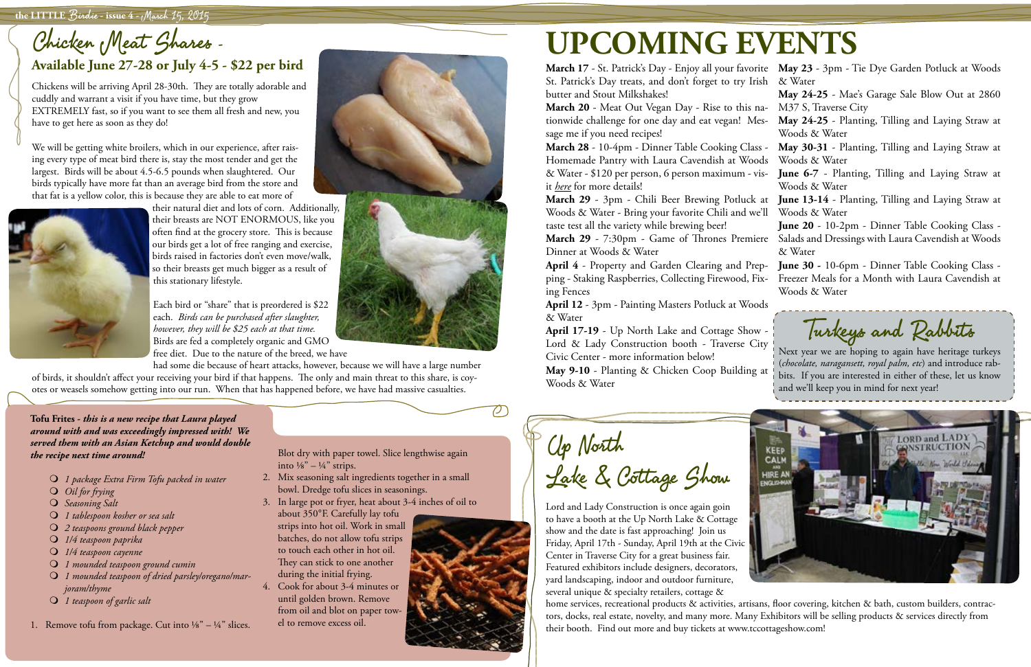## Chicken Meat Shares -

### Available June 27-28 or July 4-5 - $22 per bird

Chickens will be arriving April 28-30th. They are totally adorable and cuddly and warrant a visit if you have time, but they grow EXTREMELY fast, so if you want to see them all fresh and new, you have to get here as soon as they do!

We will be getting white broilers, which in our experience, after raising every type of meat bird there is, stay the most tender and get the largest. Birds will be about 4.5-6.5 pounds when slaughtered. Our birds typically have more fat than an average bird from the store and that fat is a yellow color, this is because they are able to eat more of their natural diet and lots of corn. Additionally, their breasts are NOT ENORMOUS, like you often find at the grocery store. This is because our birds get a lot of free ranging and exercise, birds raised in factories don't even move/walk, so their breasts get much bigger as a result of this stationary lifestyle.

Each bird or "share" that is preordered is $22 each. *Birds can be purchased after slaughter, however, they will be $25 each at that time.* Birds are fed a completely organic and GMO free diet. Due to the nature of the breed, we have had some die because of heart attacks, however, because we will have a large number of birds, it shouldn't affect your receiving your bird if that happens. The only and main threat to this share, is coyotes or weasels somehow getting into our run. When that has happened before, we have had massive casualties.

**Tofu Frites** - ***this is a new recipe that Laura played around with and was exceedingly impressed with! We served them with an Asian Ketchup and would double the recipe next time around!***

- *1 package Extra Firm Tofu packed in water*
- *Oil for frying*
- *Seasoning Salt*
- *1 tablespoon kosher or sea salt*
- *2 teaspoons ground black pepper*
- *1/4 teaspoon paprika*
- *1/4 teaspoon cayenne*
- *1 mounded teaspoon ground cumin*
- *1 mounded teaspoon of dried parsley/oregano/marjoram/thyme*
- *1 teaspoon of garlic salt*

1. Remove tofu from package. Cut into ⅛" – ¼" slices. Blot dry with paper towel. Slice lengthwise again into ⅛" – ¼" strips.
2. Mix seasoning salt ingredients together in a small bowl. Dredge tofu slices in seasonings.
3. In large pot or fryer, heat about 3-4 inches of oil to about 350°F. Carefully lay tofu strips into hot oil. Work in small batches, do not allow tofu strips to touch each other in hot oil. They can stick to one another during the initial frying.
4. Cook for about 3-4 minutes or until golden brown. Remove from oil and blot on paper towel to remove excess oil.

# UPCOMING EVENTS

**March 17** - St. Patrick's Day - Enjoy all your favorite St. Patrick's Day treats, and don't forget to try Irish butter and Stout Milkshakes!

**March 20** - Meat Out Vegan Day - Rise to this nationwide challenge for one day and eat vegan! Message me if you need recipes!

**March 28** - 10-4pm - Dinner Table Cooking Class - Homemade Pantry with Laura Cavendish at Woods & Water - $120 per person, 6 person maximum - visit *here* for more details!

**March 29** - 3pm - Chili Beer Brewing Potluck at Woods & Water - Bring your favorite Chili and we'll taste test all the variety while brewing beer!

**March 29** - 7:30pm - Game of Thrones Premiere Dinner at Woods & Water

**April 4** - Property and Garden Clearing and Prepping - Staking Raspberries, Collecting Firewood, Fixing Fences

**April 12** - 3pm - Painting Masters Potluck at Woods & Water

**April 17-19** - Up North Lake and Cottage Show - Lord & Lady Construction booth - Traverse City Civic Center - more information below!

**May 9-10** - Planting & Chicken Coop Building at Woods & Water

**May 23** - 3pm - Tie Dye Garden Potluck at Woods & Water

**May 24-25** - Mae's Garage Sale Blow Out at 2860 M37 S, Traverse City

**May 24-25** - Planting, Tilling and Laying Straw at Woods & Water

**May 30-31** - Planting, Tilling and Laying Straw at Woods & Water

**June 6-7** - Planting, Tilling and Laying Straw at Woods & Water

**June 13-14** - Planting, Tilling and Laying Straw at Woods & Water

**June 20** - 10-2pm - Dinner Table Cooking Class - Salads and Dressings with Laura Cavendish at Woods & Water

**June 30** - 10-6pm - Dinner Table Cooking Class - Freezer Meals for a Month with Laura Cavendish at Woods & Water

## Turkeys and Rabbits

Next year we are hoping to again have heritage turkeys (*chocolate, naragansett, royal palm, etc*) and introduce rabbits. If you are interested in either of these, let us know and we'll keep you in mind for next year!

## Up North Lake & Cottage Show

Lord and Lady Construction is once again goin to have a booth at the Up North Lake & Cottage show and the date is fast approaching! Join us Friday, April 17th - Sunday, April 19th at the Civic Center in Traverse City for a great business fair. Featured exhibitors include designers, decorators, yard landscaping, indoor and outdoor furniture, several unique & specialty retailers, cottage & home services, recreational products & activities, artisans, floor covering, kitchen & bath, custom builders, contractors, docks, real estate, novelty, and many more. Many Exhibitors will be selling products & services directly from their booth. Find out more and buy tickets at www.tccottageshow.com!